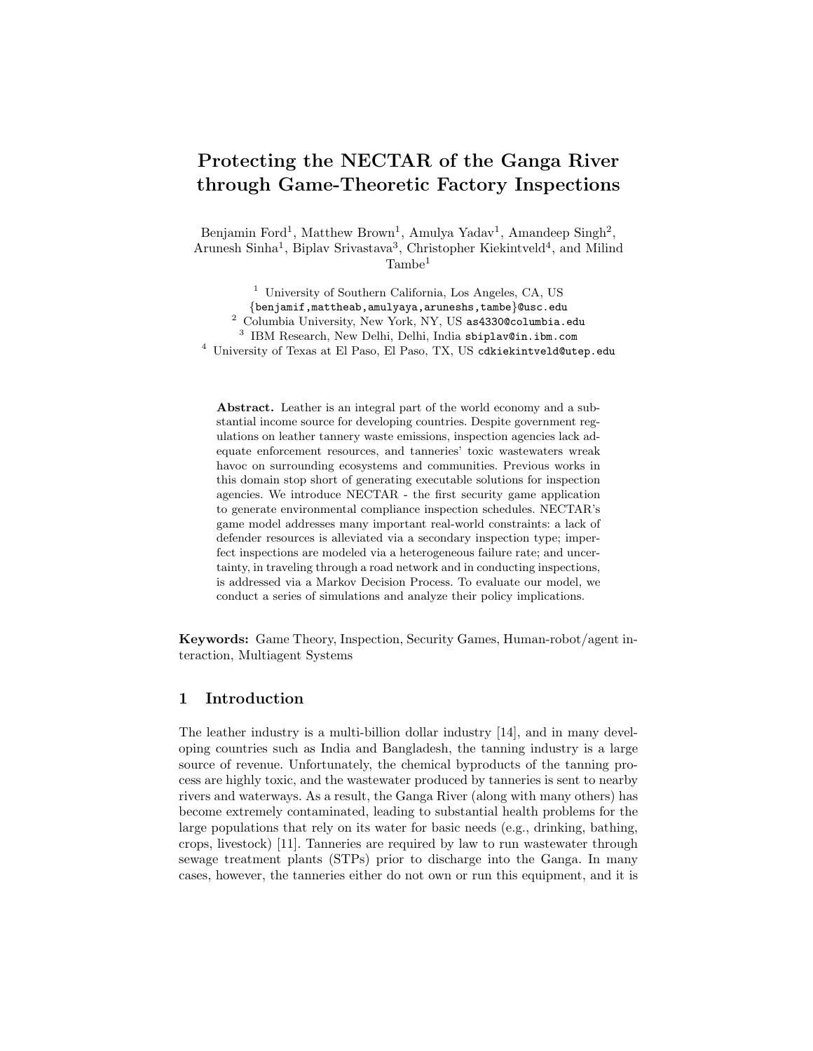# Protecting the NECTAR of the Ganga River through Game-Theoretic Factory Inspections

Benjamin Ford[1], Matthew Brown[1], Amulya Yadav[1], Amandeep Singh[2], Arunesh Sinha[1], Biplav Srivastava[3], Christopher Kiekintveld[4], and Milind Tambe[1]

[1] University of Southern California, Los Angeles, CA, US
{benjamif,mattheab,amulyaya,aruneshs,tambe}@usc.edu
[2] Columbia University, New York, NY, US as4330@columbia.edu
[3] IBM Research, New Delhi, Delhi, India sbiplav@in.ibm.com
[4] University of Texas at El Paso, El Paso, TX, US cdkiekintveld@utep.edu

**Abstract.** Leather is an integral part of the world economy and a substantial income source for developing countries. Despite government regulations on leather tannery waste emissions, inspection agencies lack adequate enforcement resources, and tanneries' toxic wastewaters wreak havoc on surrounding ecosystems and communities. Previous works in this domain stop short of generating executable solutions for inspection agencies. We introduce NECTAR - the first security game application to generate environmental compliance inspection schedules. NECTAR's game model addresses many important real-world constraints: a lack of defender resources is alleviated via a secondary inspection type; imperfect inspections are modeled via a heterogeneous failure rate; and uncertainty, in traveling through a road network and in conducting inspections, is addressed via a Markov Decision Process. To evaluate our model, we conduct a series of simulations and analyze their policy implications.

**Keywords:** Game Theory, Inspection, Security Games, Human-robot/agent interaction, Multiagent Systems

## 1 Introduction

The leather industry is a multi-billion dollar industry [14], and in many developing countries such as India and Bangladesh, the tanning industry is a large source of revenue. Unfortunately, the chemical byproducts of the tanning process are highly toxic, and the wastewater produced by tanneries is sent to nearby rivers and waterways. As a result, the Ganga River (along with many others) has become extremely contaminated, leading to substantial health problems for the large populations that rely on its water for basic needs (e.g., drinking, bathing, crops, livestock) [11]. Tanneries are required by law to run wastewater through sewage treatment plants (STPs) prior to discharge into the Ganga. In many cases, however, the tanneries either do not own or run this equipment, and it is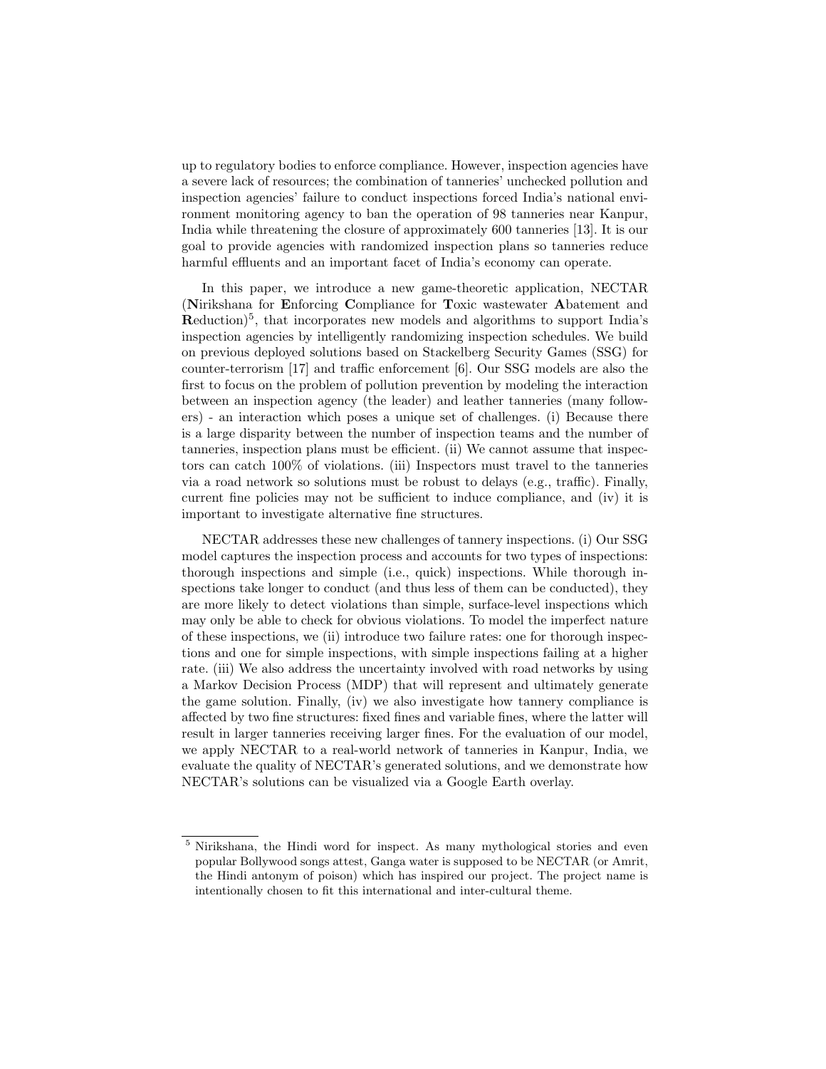up to regulatory bodies to enforce compliance. However, inspection agencies have a severe lack of resources; the combination of tanneries' unchecked pollution and inspection agencies' failure to conduct inspections forced India's national environment monitoring agency to ban the operation of 98 tanneries near Kanpur, India while threatening the closure of approximately 600 tanneries [13]. It is our goal to provide agencies with randomized inspection plans so tanneries reduce harmful effluents and an important facet of India's economy can operate.

In this paper, we introduce a new game-theoretic application, NECTAR (**N**irikshana for **E**nforcing **C**ompliance for **T**oxic wastewater **A**batement and **R**eduction)[5], that incorporates new models and algorithms to support India's inspection agencies by intelligently randomizing inspection schedules. We build on previous deployed solutions based on Stackelberg Security Games (SSG) for counter-terrorism [17] and traffic enforcement [6]. Our SSG models are also the first to focus on the problem of pollution prevention by modeling the interaction between an inspection agency (the leader) and leather tanneries (many followers) - an interaction which poses a unique set of challenges. (i) Because there is a large disparity between the number of inspection teams and the number of tanneries, inspection plans must be efficient. (ii) We cannot assume that inspectors can catch 100% of violations. (iii) Inspectors must travel to the tanneries via a road network so solutions must be robust to delays (e.g., traffic). Finally, current fine policies may not be sufficient to induce compliance, and (iv) it is important to investigate alternative fine structures.

NECTAR addresses these new challenges of tannery inspections. (i) Our SSG model captures the inspection process and accounts for two types of inspections: thorough inspections and simple (i.e., quick) inspections. While thorough inspections take longer to conduct (and thus less of them can be conducted), they are more likely to detect violations than simple, surface-level inspections which may only be able to check for obvious violations. To model the imperfect nature of these inspections, we (ii) introduce two failure rates: one for thorough inspections and one for simple inspections, with simple inspections failing at a higher rate. (iii) We also address the uncertainty involved with road networks by using a Markov Decision Process (MDP) that will represent and ultimately generate the game solution. Finally, (iv) we also investigate how tannery compliance is affected by two fine structures: fixed fines and variable fines, where the latter will result in larger tanneries receiving larger fines. For the evaluation of our model, we apply NECTAR to a real-world network of tanneries in Kanpur, India, we evaluate the quality of NECTAR's generated solutions, and we demonstrate how NECTAR's solutions can be visualized via a Google Earth overlay.

---

[5] Nirikshana, the Hindi word for inspect. As many mythological stories and even popular Bollywood songs attest, Ganga water is supposed to be NECTAR (or Amrit, the Hindi antonym of poison) which has inspired our project. The project name is intentionally chosen to fit this international and inter-cultural theme.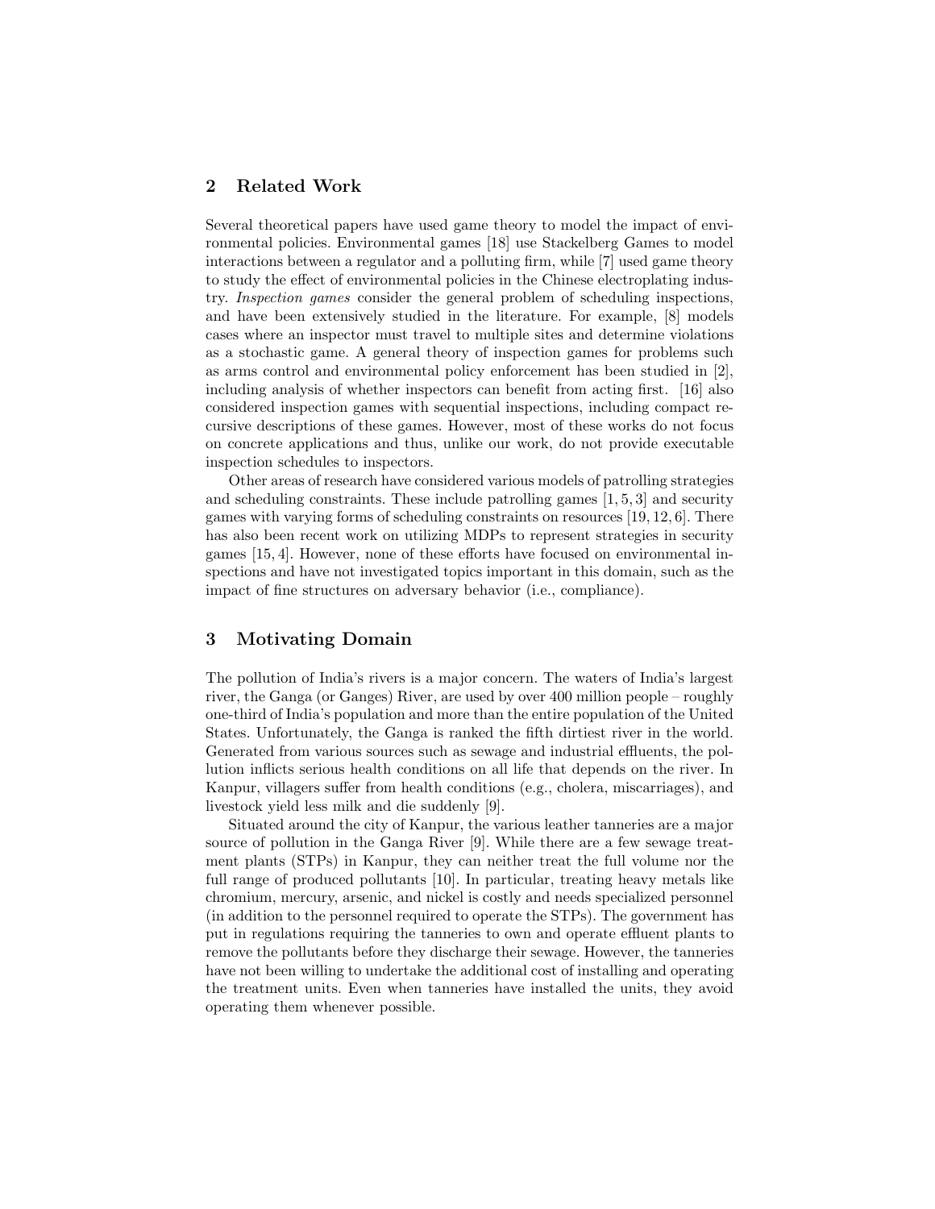## 2 Related Work

Several theoretical papers have used game theory to model the impact of environmental policies. Environmental games [18] use Stackelberg Games to model interactions between a regulator and a polluting firm, while [7] used game theory to study the effect of environmental policies in the Chinese electroplating industry. *Inspection games* consider the general problem of scheduling inspections, and have been extensively studied in the literature. For example, [8] models cases where an inspector must travel to multiple sites and determine violations as a stochastic game. A general theory of inspection games for problems such as arms control and environmental policy enforcement has been studied in [2], including analysis of whether inspectors can benefit from acting first. [16] also considered inspection games with sequential inspections, including compact recursive descriptions of these games. However, most of these works do not focus on concrete applications and thus, unlike our work, do not provide executable inspection schedules to inspectors.

Other areas of research have considered various models of patrolling strategies and scheduling constraints. These include patrolling games [1, 5, 3] and security games with varying forms of scheduling constraints on resources [19, 12, 6]. There has also been recent work on utilizing MDPs to represent strategies in security games [15, 4]. However, none of these efforts have focused on environmental inspections and have not investigated topics important in this domain, such as the impact of fine structures on adversary behavior (i.e., compliance).

## 3 Motivating Domain

The pollution of India's rivers is a major concern. The waters of India's largest river, the Ganga (or Ganges) River, are used by over 400 million people – roughly one-third of India's population and more than the entire population of the United States. Unfortunately, the Ganga is ranked the fifth dirtiest river in the world. Generated from various sources such as sewage and industrial effluents, the pollution inflicts serious health conditions on all life that depends on the river. In Kanpur, villagers suffer from health conditions (e.g., cholera, miscarriages), and livestock yield less milk and die suddenly [9].

Situated around the city of Kanpur, the various leather tanneries are a major source of pollution in the Ganga River [9]. While there are a few sewage treatment plants (STPs) in Kanpur, they can neither treat the full volume nor the full range of produced pollutants [10]. In particular, treating heavy metals like chromium, mercury, arsenic, and nickel is costly and needs specialized personnel (in addition to the personnel required to operate the STPs). The government has put in regulations requiring the tanneries to own and operate effluent plants to remove the pollutants before they discharge their sewage. However, the tanneries have not been willing to undertake the additional cost of installing and operating the treatment units. Even when tanneries have installed the units, they avoid operating them whenever possible.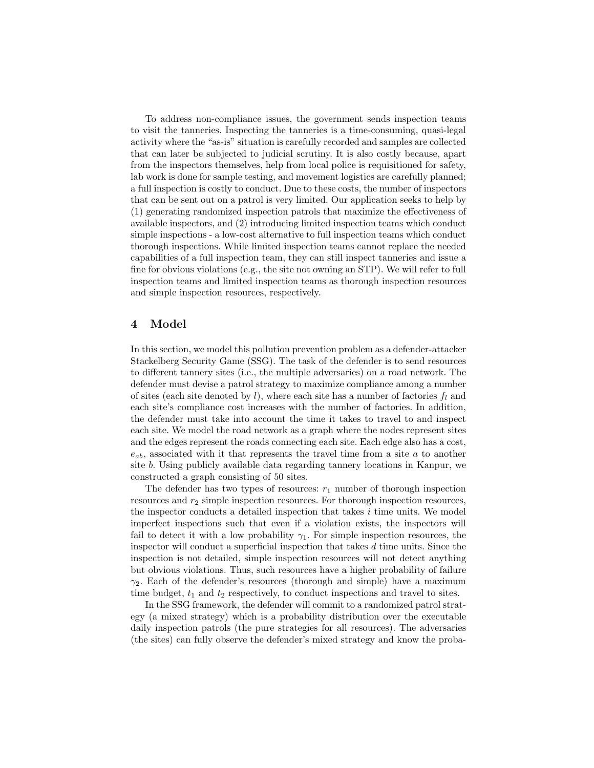To address non-compliance issues, the government sends inspection teams to visit the tanneries. Inspecting the tanneries is a time-consuming, quasi-legal activity where the "as-is" situation is carefully recorded and samples are collected that can later be subjected to judicial scrutiny. It is also costly because, apart from the inspectors themselves, help from local police is requisitioned for safety, lab work is done for sample testing, and movement logistics are carefully planned; a full inspection is costly to conduct. Due to these costs, the number of inspectors that can be sent out on a patrol is very limited. Our application seeks to help by (1) generating randomized inspection patrols that maximize the effectiveness of available inspectors, and (2) introducing limited inspection teams which conduct simple inspections - a low-cost alternative to full inspection teams which conduct thorough inspections. While limited inspection teams cannot replace the needed capabilities of a full inspection team, they can still inspect tanneries and issue a fine for obvious violations (e.g., the site not owning an STP). We will refer to full inspection teams and limited inspection teams as thorough inspection resources and simple inspection resources, respectively.

## 4 Model

In this section, we model this pollution prevention problem as a defender-attacker Stackelberg Security Game (SSG). The task of the defender is to send resources to different tannery sites (i.e., the multiple adversaries) on a road network. The defender must devise a patrol strategy to maximize compliance among a number of sites (each site denoted by $l$), where each site has a number of factories $f_l$ and each site's compliance cost increases with the number of factories. In addition, the defender must take into account the time it takes to travel to and inspect each site. We model the road network as a graph where the nodes represent sites and the edges represent the roads connecting each site. Each edge also has a cost, $e_{ab}$, associated with it that represents the travel time from a site $a$ to another site $b$. Using publicly available data regarding tannery locations in Kanpur, we constructed a graph consisting of 50 sites.

The defender has two types of resources: $r_1$ number of thorough inspection resources and $r_2$ simple inspection resources. For thorough inspection resources, the inspector conducts a detailed inspection that takes $i$ time units. We model imperfect inspections such that even if a violation exists, the inspectors will fail to detect it with a low probability $\gamma_1$. For simple inspection resources, the inspector will conduct a superficial inspection that takes $d$ time units. Since the inspection is not detailed, simple inspection resources will not detect anything but obvious violations. Thus, such resources have a higher probability of failure $\gamma_2$. Each of the defender's resources (thorough and simple) have a maximum time budget, $t_1$ and $t_2$ respectively, to conduct inspections and travel to sites.

In the SSG framework, the defender will commit to a randomized patrol strategy (a mixed strategy) which is a probability distribution over the executable daily inspection patrols (the pure strategies for all resources). The adversaries (the sites) can fully observe the defender's mixed strategy and know the proba-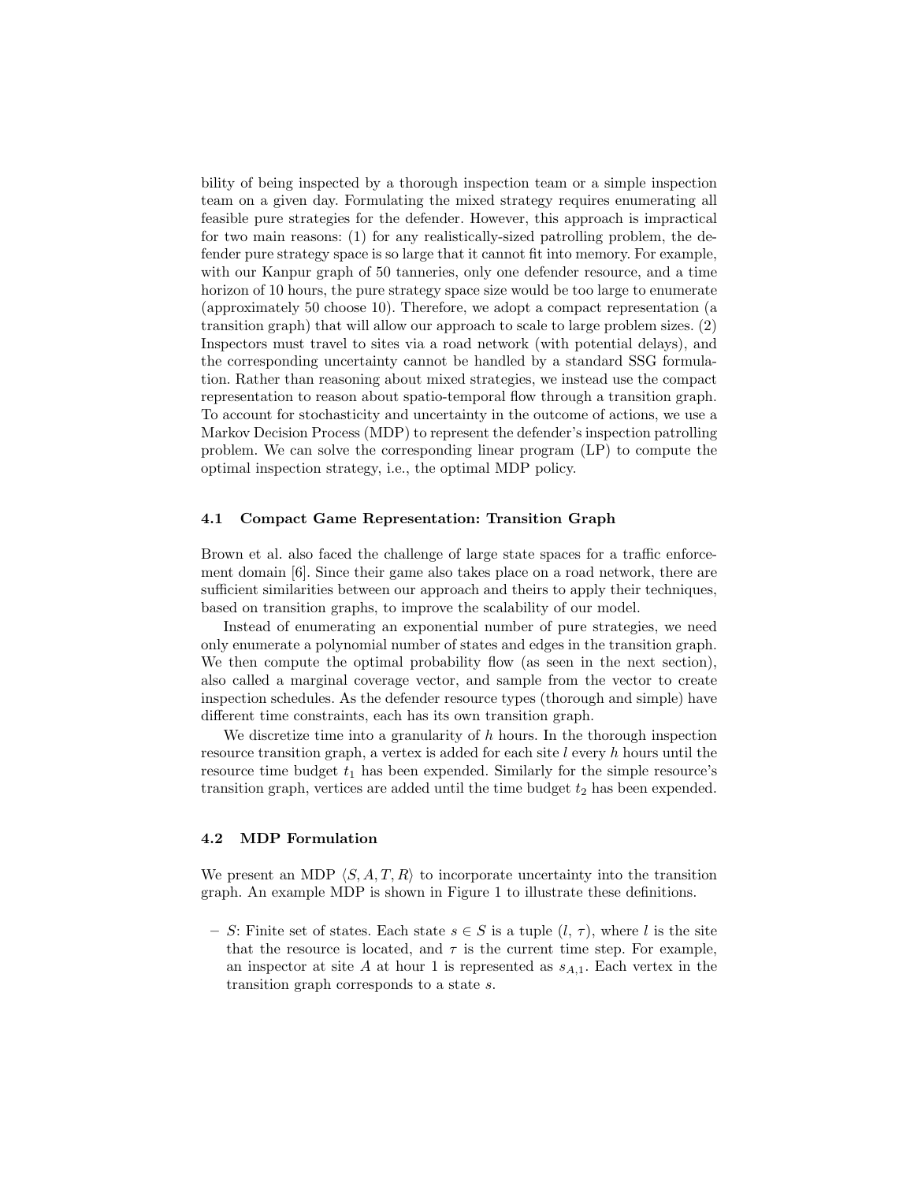bility of being inspected by a thorough inspection team or a simple inspection team on a given day. Formulating the mixed strategy requires enumerating all feasible pure strategies for the defender. However, this approach is impractical for two main reasons: (1) for any realistically-sized patrolling problem, the defender pure strategy space is so large that it cannot fit into memory. For example, with our Kanpur graph of 50 tanneries, only one defender resource, and a time horizon of 10 hours, the pure strategy space size would be too large to enumerate (approximately 50 choose 10). Therefore, we adopt a compact representation (a transition graph) that will allow our approach to scale to large problem sizes. (2) Inspectors must travel to sites via a road network (with potential delays), and the corresponding uncertainty cannot be handled by a standard SSG formulation. Rather than reasoning about mixed strategies, we instead use the compact representation to reason about spatio-temporal flow through a transition graph. To account for stochasticity and uncertainty in the outcome of actions, we use a Markov Decision Process (MDP) to represent the defender's inspection patrolling problem. We can solve the corresponding linear program (LP) to compute the optimal inspection strategy, i.e., the optimal MDP policy.

### 4.1 Compact Game Representation: Transition Graph

Brown et al. also faced the challenge of large state spaces for a traffic enforcement domain [6]. Since their game also takes place on a road network, there are sufficient similarities between our approach and theirs to apply their techniques, based on transition graphs, to improve the scalability of our model.

Instead of enumerating an exponential number of pure strategies, we need only enumerate a polynomial number of states and edges in the transition graph. We then compute the optimal probability flow (as seen in the next section), also called a marginal coverage vector, and sample from the vector to create inspection schedules. As the defender resource types (thorough and simple) have different time constraints, each has its own transition graph.

We discretize time into a granularity of $h$ hours. In the thorough inspection resource transition graph, a vertex is added for each site $l$ every $h$ hours until the resource time budget $t_1$ has been expended. Similarly for the simple resource's transition graph, vertices are added until the time budget $t_2$ has been expended.

### 4.2 MDP Formulation

We present an MDP $\langle S, A, T, R \rangle$ to incorporate uncertainty into the transition graph. An example MDP is shown in Figure 1 to illustrate these definitions.

- $S$: Finite set of states. Each state $s \in S$ is a tuple $(l, \tau)$, where $l$ is the site that the resource is located, and $\tau$ is the current time step. For example, an inspector at site $A$ at hour 1 is represented as $s_{A,1}$. Each vertex in the transition graph corresponds to a state $s$.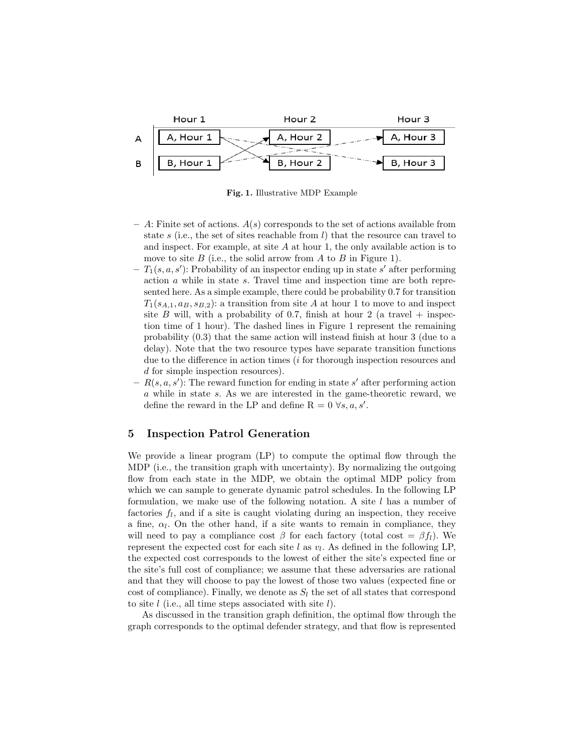Fig. 1. Illustrative MDP Example

- $A$: Finite set of actions. $A(s)$ corresponds to the set of actions available from state $s$ (i.e., the set of sites reachable from $l$) that the resource can travel to and inspect. For example, at site $A$ at hour 1, the only available action is to move to site $B$ (i.e., the solid arrow from $A$ to $B$ in Figure 1).
- $T_1(s, a, s')$: Probability of an inspector ending up in state $s'$ after performing action $a$ while in state $s$. Travel time and inspection time are both represented here. As a simple example, there could be probability 0.7 for transition $T_1(s_{A,1}, a_B, s_{B,2})$: a transition from site $A$ at hour 1 to move to and inspect site $B$ will, with a probability of 0.7, finish at hour 2 (a travel + inspection time of 1 hour). The dashed lines in Figure 1 represent the remaining probability (0.3) that the same action will instead finish at hour 3 (due to a delay). Note that the two resource types have separate transition functions due to the difference in action times ($i$ for thorough inspection resources and $d$ for simple inspection resources).
- $R(s, a, s')$: The reward function for ending in state $s'$ after performing action $a$ while in state $s$. As we are interested in the game-theoretic reward, we define the reward in the LP and define $\mathrm{R} = 0 \ \forall s, a, s'$.

## 5 Inspection Patrol Generation

We provide a linear program (LP) to compute the optimal flow through the MDP (i.e., the transition graph with uncertainty). By normalizing the outgoing flow from each state in the MDP, we obtain the optimal MDP policy from which we can sample to generate dynamic patrol schedules. In the following LP formulation, we make use of the following notation. A site $l$ has a number of factories $f_l$, and if a site is caught violating during an inspection, they receive a fine, $\alpha_l$. On the other hand, if a site wants to remain in compliance, they will need to pay a compliance cost $\beta$ for each factory (total cost $= \beta f_l$). We represent the expected cost for each site $l$ as $v_l$. As defined in the following LP, the expected cost corresponds to the lowest of either the site's expected fine or the site's full cost of compliance; we assume that these adversaries are rational and that they will choose to pay the lowest of those two values (expected fine or cost of compliance). Finally, we denote as $S_l$ the set of all states that correspond to site $l$ (i.e., all time steps associated with site $l$).

As discussed in the transition graph definition, the optimal flow through the graph corresponds to the optimal defender strategy, and that flow is represented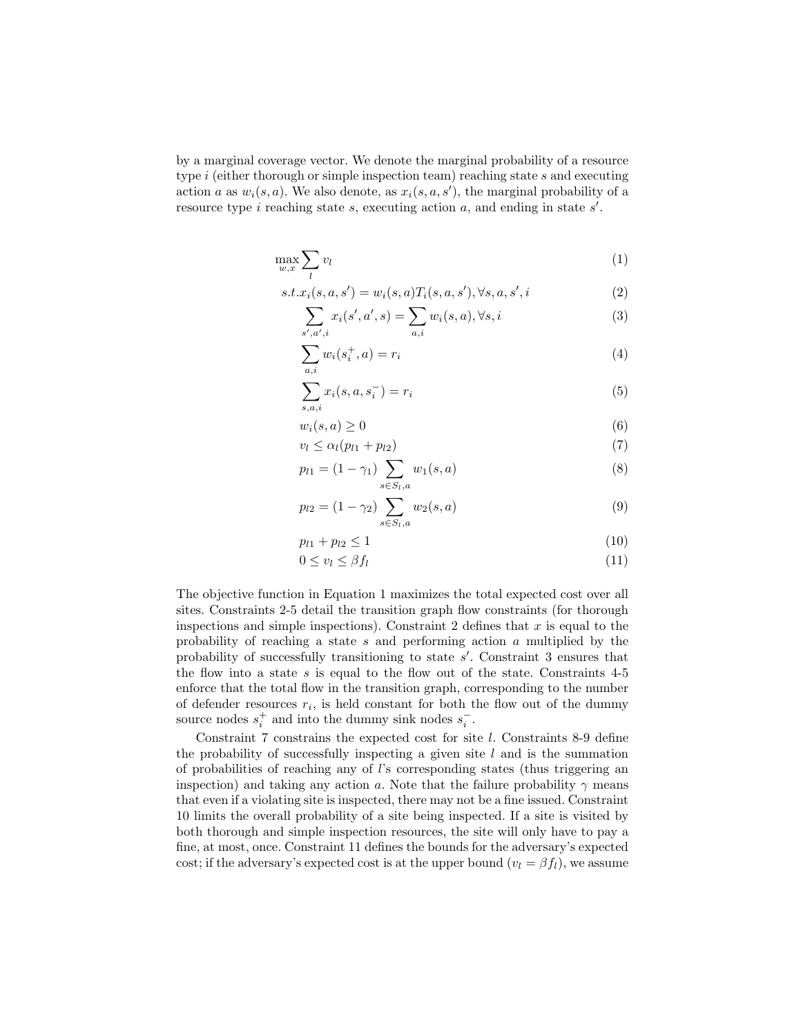by a marginal coverage vector. We denote the marginal probability of a resource type $i$ (either thorough or simple inspection team) reaching state $s$ and executing action $a$ as $w_i(s,a)$. We also denote, as $x_i(s,a,s')$, the marginal probability of a resource type $i$ reaching state $s$, executing action $a$, and ending in state $s'$.

$$\max_{w,x} \sum_{l} v_l \tag{1}$$

$$s.t. x_i(s,a,s') = w_i(s,a)T_i(s,a,s'), \forall s,a,s',i \tag{2}$$

$$\sum_{s',a',i} x_i(s',a',s) = \sum_{a,i} w_i(s,a), \forall s,i \tag{3}$$

$$\sum_{a,i} w_i(s_i^+,a) = r_i \tag{4}$$

$$\sum_{s,a,i} x_i(s,a,s_i^-) = r_i \tag{5}$$

$$w_i(s,a) \geq 0 \tag{6}$$

$$v_l \leq \alpha_l(p_{l1} + p_{l2}) \tag{7}$$

$$p_{l1} = (1-\gamma_1) \sum_{s \in S_l, a} w_1(s,a) \tag{8}$$

$$p_{l2} = (1-\gamma_2) \sum_{s \in S_l, a} w_2(s,a) \tag{9}$$

$$p_{l1} + p_{l2} \leq 1 \tag{10}$$

$$0 \leq v_l \leq \beta f_l \tag{11}$$

The objective function in Equation 1 maximizes the total expected cost over all sites. Constraints 2-5 detail the transition graph flow constraints (for thorough inspections and simple inspections). Constraint 2 defines that $x$ is equal to the probability of reaching a state $s$ and performing action $a$ multiplied by the probability of successfully transitioning to state $s'$. Constraint 3 ensures that the flow into a state $s$ is equal to the flow out of the state. Constraints 4-5 enforce that the total flow in the transition graph, corresponding to the number of defender resources $r_i$, is held constant for both the flow out of the dummy source nodes $s_i^+$ and into the dummy sink nodes $s_i^-$.

Constraint 7 constrains the expected cost for site $l$. Constraints 8-9 define the probability of successfully inspecting a given site $l$ and is the summation of probabilities of reaching any of $l$'s corresponding states (thus triggering an inspection) and taking any action $a$. Note that the failure probability $\gamma$ means that even if a violating site is inspected, there may not be a fine issued. Constraint 10 limits the overall probability of a site being inspected. If a site is visited by both thorough and simple inspection resources, the site will only have to pay a fine, at most, once. Constraint 11 defines the bounds for the adversary's expected cost; if the adversary's expected cost is at the upper bound ($v_l = \beta f_l$), we assume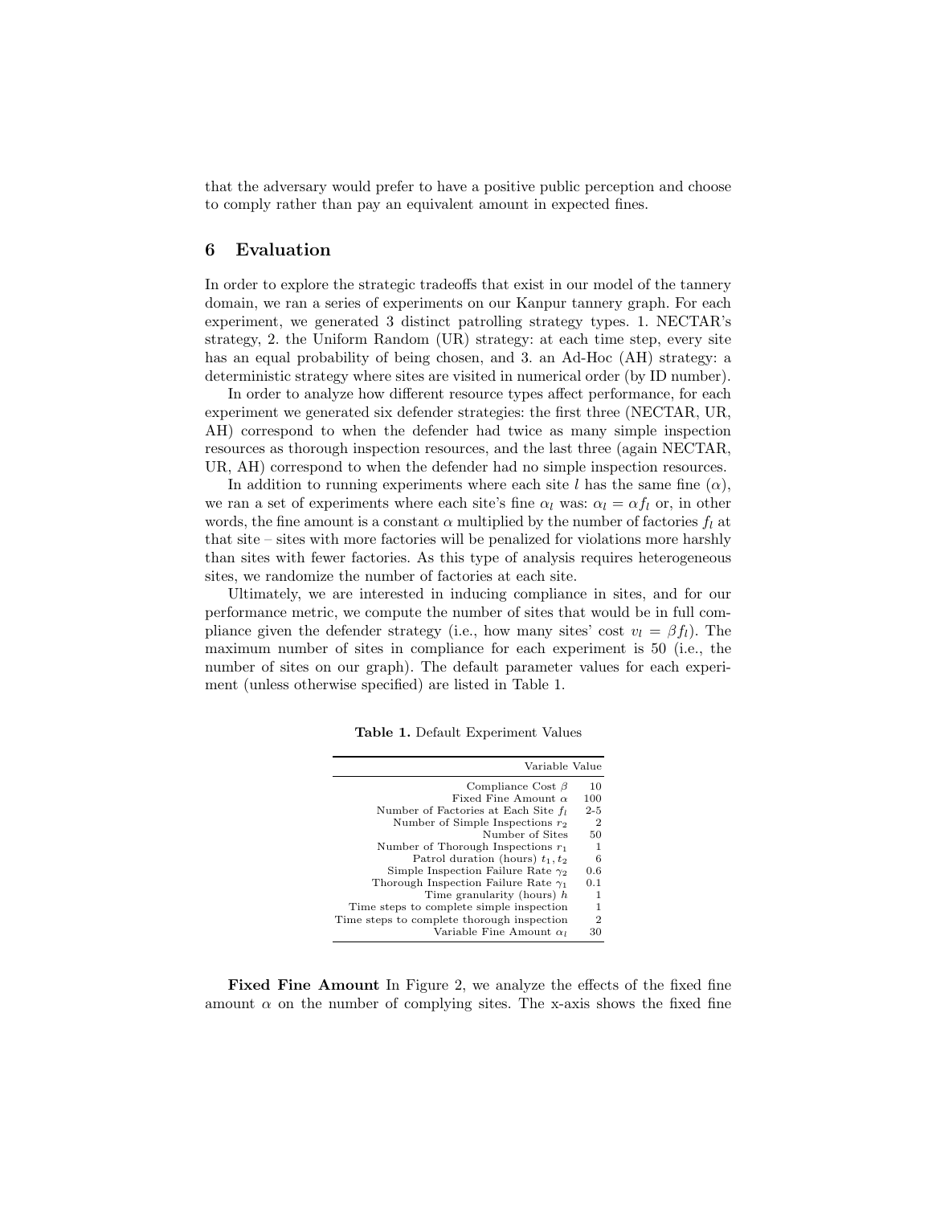that the adversary would prefer to have a positive public perception and choose to comply rather than pay an equivalent amount in expected fines.

## 6 Evaluation

In order to explore the strategic tradeoffs that exist in our model of the tannery domain, we ran a series of experiments on our Kanpur tannery graph. For each experiment, we generated 3 distinct patrolling strategy types. 1. NECTAR's strategy, 2. the Uniform Random (UR) strategy: at each time step, every site has an equal probability of being chosen, and 3. an Ad-Hoc (AH) strategy: a deterministic strategy where sites are visited in numerical order (by ID number).

In order to analyze how different resource types affect performance, for each experiment we generated six defender strategies: the first three (NECTAR, UR, AH) correspond to when the defender had twice as many simple inspection resources as thorough inspection resources, and the last three (again NECTAR, UR, AH) correspond to when the defender had no simple inspection resources.

In addition to running experiments where each site $l$ has the same fine ($\alpha$), we ran a set of experiments where each site's fine $\alpha_l$ was: $\alpha_l = \alpha f_l$ or, in other words, the fine amount is a constant $\alpha$ multiplied by the number of factories $f_l$ at that site – sites with more factories will be penalized for violations more harshly than sites with fewer factories. As this type of analysis requires heterogeneous sites, we randomize the number of factories at each site.

Ultimately, we are interested in inducing compliance in sites, and for our performance metric, we compute the number of sites that would be in full compliance given the defender strategy (i.e., how many sites' cost $v_l = \beta f_l$). The maximum number of sites in compliance for each experiment is 50 (i.e., the number of sites on our graph). The default parameter values for each experiment (unless otherwise specified) are listed in Table 1.

**Table 1.** Default Experiment Values

| Variable | Value |
|---:|---:|
| Compliance Cost $\beta$ | 10 |
| Fixed Fine Amount $\alpha$ | 100 |
| Number of Factories at Each Site $f_l$ | 2-5 |
| Number of Simple Inspections $r_2$ | 2 |
| Number of Sites | 50 |
| Number of Thorough Inspections $r_1$ | 1 |
| Patrol duration (hours) $t_1, t_2$ | 6 |
| Simple Inspection Failure Rate $\gamma_2$ | 0.6 |
| Thorough Inspection Failure Rate $\gamma_1$ | 0.1 |
| Time granularity (hours) $h$ | 1 |
| Time steps to complete simple inspection | 1 |
| Time steps to complete thorough inspection | 2 |
| Variable Fine Amount $\alpha_l$ | 30 |

**Fixed Fine Amount** In Figure 2, we analyze the effects of the fixed fine amount $\alpha$ on the number of complying sites. The x-axis shows the fixed fine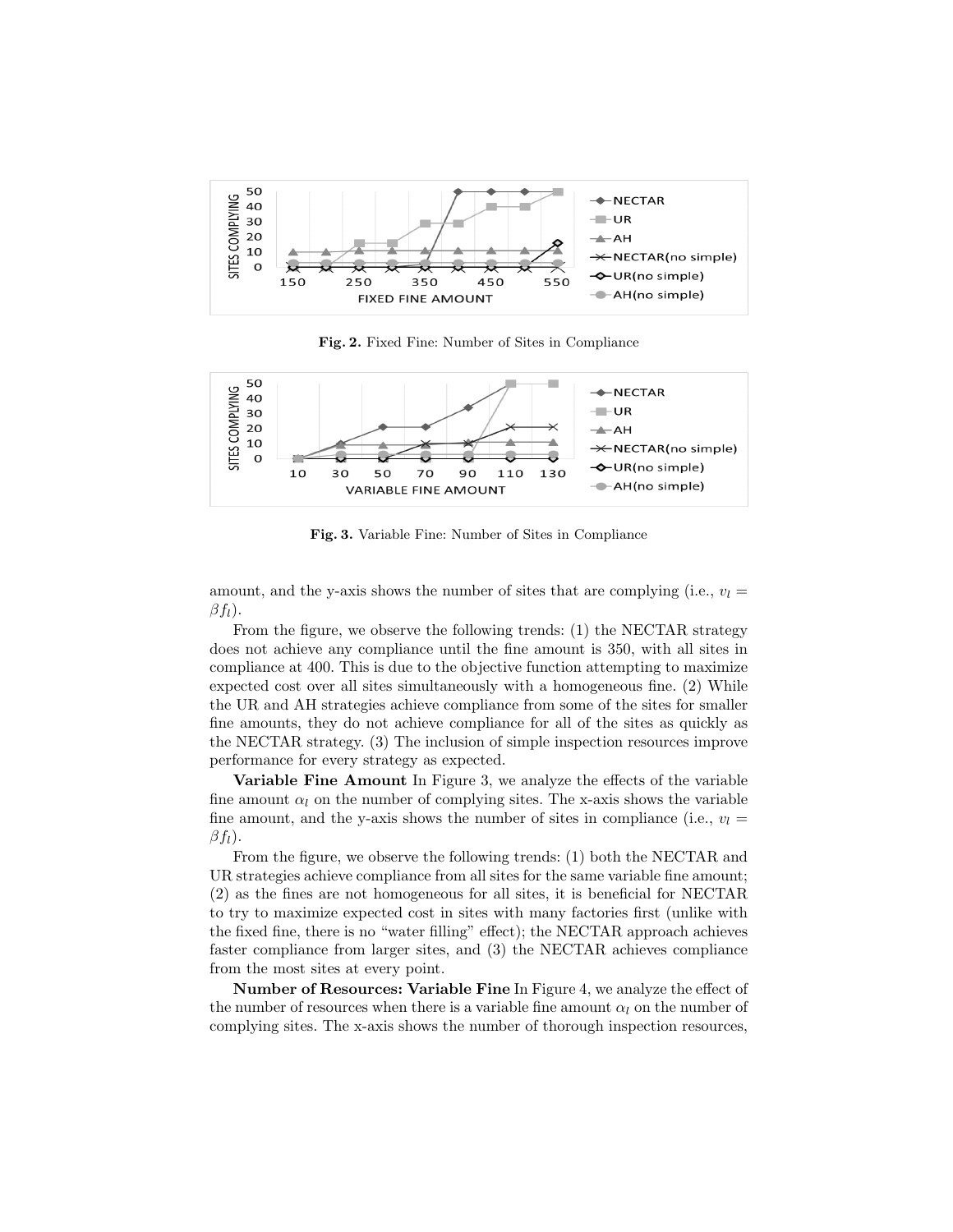**Fig. 2.** Fixed Fine: Number of Sites in Compliance

**Fig. 3.** Variable Fine: Number of Sites in Compliance

amount, and the y-axis shows the number of sites that are complying (i.e., $v_l = \beta f_l$).

From the figure, we observe the following trends: (1) the NECTAR strategy does not achieve any compliance until the fine amount is 350, with all sites in compliance at 400. This is due to the objective function attempting to maximize expected cost over all sites simultaneously with a homogeneous fine. (2) While the UR and AH strategies achieve compliance from some of the sites for smaller fine amounts, they do not achieve compliance for all of the sites as quickly as the NECTAR strategy. (3) The inclusion of simple inspection resources improve performance for every strategy as expected.

**Variable Fine Amount** In Figure 3, we analyze the effects of the variable fine amount $\alpha_l$ on the number of complying sites. The x-axis shows the variable fine amount, and the y-axis shows the number of sites in compliance (i.e., $v_l = \beta f_l$).

From the figure, we observe the following trends: (1) both the NECTAR and UR strategies achieve compliance from all sites for the same variable fine amount; (2) as the fines are not homogeneous for all sites, it is beneficial for NECTAR to try to maximize expected cost in sites with many factories first (unlike with the fixed fine, there is no "water filling" effect); the NECTAR approach achieves faster compliance from larger sites, and (3) the NECTAR achieves compliance from the most sites at every point.

**Number of Resources: Variable Fine** In Figure 4, we analyze the effect of the number of resources when there is a variable fine amount $\alpha_l$ on the number of complying sites. The x-axis shows the number of thorough inspection resources,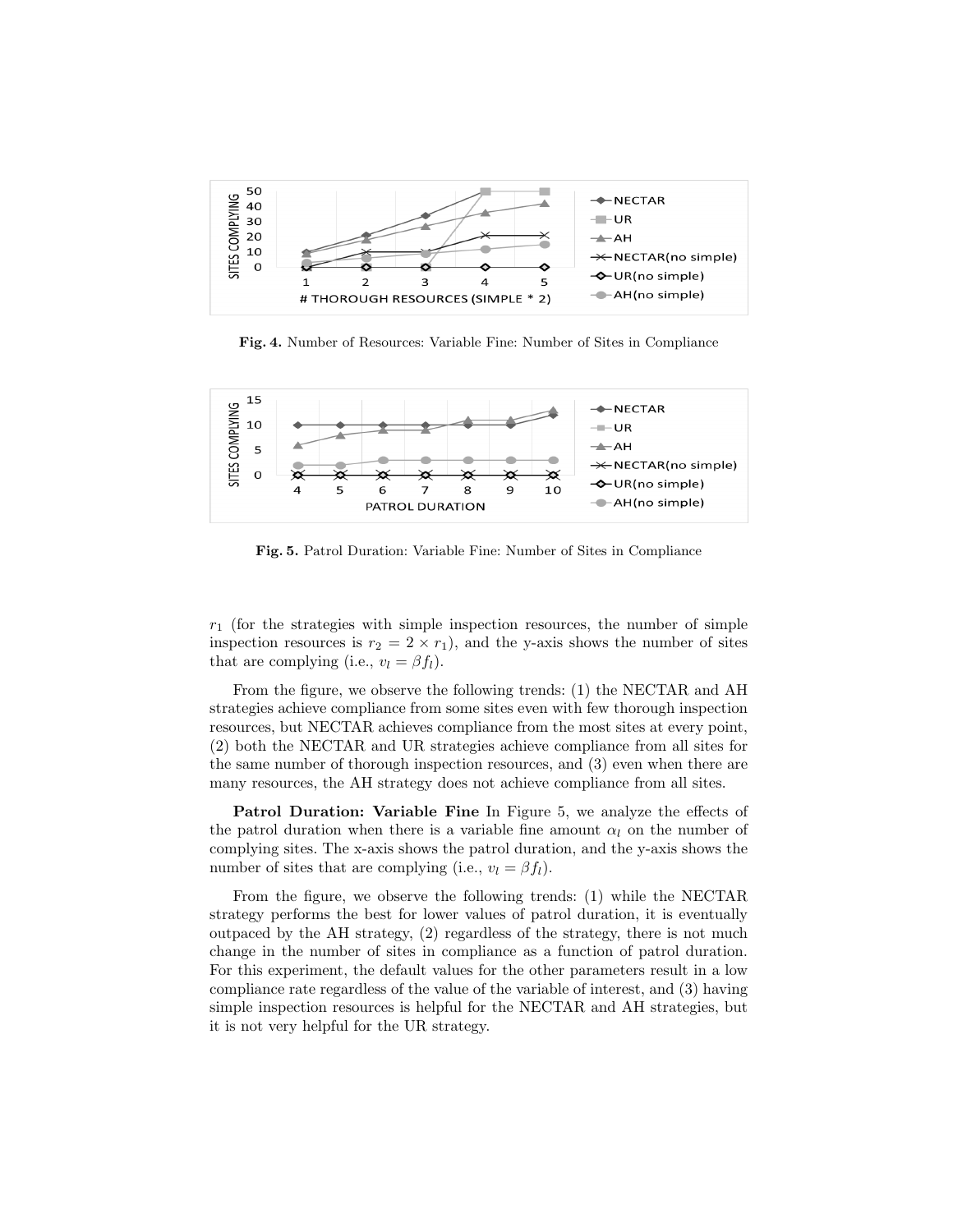Fig. 4. Number of Resources: Variable Fine: Number of Sites in Compliance

Fig. 5. Patrol Duration: Variable Fine: Number of Sites in Compliance

$r_1$ (for the strategies with simple inspection resources, the number of simple inspection resources is $r_2 = 2 \times r_1$), and the y-axis shows the number of sites that are complying (i.e., $v_l = \beta f_l$).

From the figure, we observe the following trends: (1) the NECTAR and AH strategies achieve compliance from some sites even with few thorough inspection resources, but NECTAR achieves compliance from the most sites at every point, (2) both the NECTAR and UR strategies achieve compliance from all sites for the same number of thorough inspection resources, and (3) even when there are many resources, the AH strategy does not achieve compliance from all sites.

**Patrol Duration: Variable Fine** In Figure 5, we analyze the effects of the patrol duration when there is a variable fine amount $\alpha_l$ on the number of complying sites. The x-axis shows the patrol duration, and the y-axis shows the number of sites that are complying (i.e., $v_l = \beta f_l$).

From the figure, we observe the following trends: (1) while the NECTAR strategy performs the best for lower values of patrol duration, it is eventually outpaced by the AH strategy, (2) regardless of the strategy, there is not much change in the number of sites in compliance as a function of patrol duration. For this experiment, the default values for the other parameters result in a low compliance rate regardless of the value of the variable of interest, and (3) having simple inspection resources is helpful for the NECTAR and AH strategies, but it is not very helpful for the UR strategy.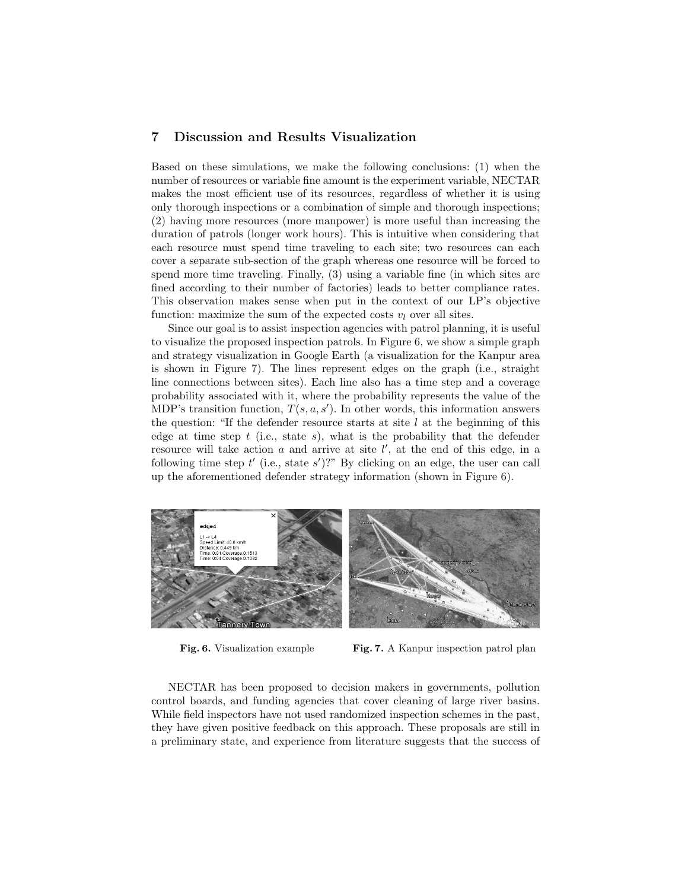## 7 Discussion and Results Visualization

Based on these simulations, we make the following conclusions: (1) when the number of resources or variable fine amount is the experiment variable, NECTAR makes the most efficient use of its resources, regardless of whether it is using only thorough inspections or a combination of simple and thorough inspections; (2) having more resources (more manpower) is more useful than increasing the duration of patrols (longer work hours). This is intuitive when considering that each resource must spend time traveling to each site; two resources can each cover a separate sub-section of the graph whereas one resource will be forced to spend more time traveling. Finally, (3) using a variable fine (in which sites are fined according to their number of factories) leads to better compliance rates. This observation makes sense when put in the context of our LP's objective function: maximize the sum of the expected costs $v_l$ over all sites.

Since our goal is to assist inspection agencies with patrol planning, it is useful to visualize the proposed inspection patrols. In Figure 6, we show a simple graph and strategy visualization in Google Earth (a visualization for the Kanpur area is shown in Figure 7). The lines represent edges on the graph (i.e., straight line connections between sites). Each line also has a time step and a coverage probability associated with it, where the probability represents the value of the MDP's transition function, $T(s, a, s')$. In other words, this information answers the question: "If the defender resource starts at site $l$ at the beginning of this edge at time step $t$ (i.e., state $s$), what is the probability that the defender resource will take action $a$ and arrive at site $l'$, at the end of this edge, in a following time step $t'$ (i.e., state $s'$)?" By clicking on an edge, the user can call up the aforementioned defender strategy information (shown in Figure 6).

**Fig. 6.** Visualization example

**Fig. 7.** A Kanpur inspection patrol plan

NECTAR has been proposed to decision makers in governments, pollution control boards, and funding agencies that cover cleaning of large river basins. While field inspectors have not used randomized inspection schemes in the past, they have given positive feedback on this approach. These proposals are still in a preliminary state, and experience from literature suggests that the success of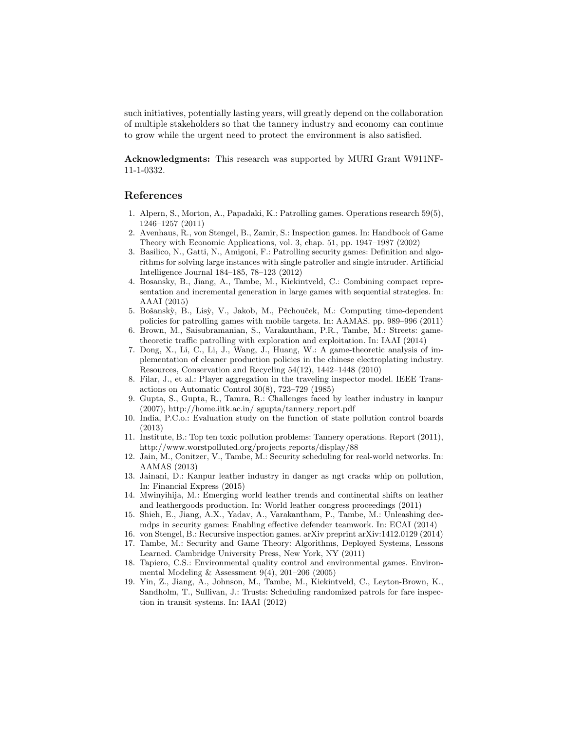such initiatives, potentially lasting years, will greatly depend on the collaboration of multiple stakeholders so that the tannery industry and economy can continue to grow while the urgent need to protect the environment is also satisfied.

**Acknowledgments:** This research was supported by MURI Grant W911NF-11-1-0332.

## References

1. Alpern, S., Morton, A., Papadaki, K.: Patrolling games. Operations research 59(5), 1246–1257 (2011)
2. Avenhaus, R., von Stengel, B., Zamir, S.: Inspection games. In: Handbook of Game Theory with Economic Applications, vol. 3, chap. 51, pp. 1947–1987 (2002)
3. Basilico, N., Gatti, N., Amigoni, F.: Patrolling security games: Definition and algorithms for solving large instances with single patroller and single intruder. Artificial Intelligence Journal 184–185, 78–123 (2012)
4. Bosansky, B., Jiang, A., Tambe, M., Kiekintveld, C.: Combining compact representation and incremental generation in large games with sequential strategies. In: AAAI (2015)
5. Bošanskỳ, B., Lisỳ, V., Jakob, M., Pěchouček, M.: Computing time-dependent policies for patrolling games with mobile targets. In: AAMAS. pp. 989–996 (2011)
6. Brown, M., Saisubramanian, S., Varakantham, P.R., Tambe, M.: Streets: game-theoretic traffic patrolling with exploration and exploitation. In: IAAI (2014)
7. Dong, X., Li, C., Li, J., Wang, J., Huang, W.: A game-theoretic analysis of implementation of cleaner production policies in the chinese electroplating industry. Resources, Conservation and Recycling 54(12), 1442–1448 (2010)
8. Filar, J., et al.: Player aggregation in the traveling inspector model. IEEE Transactions on Automatic Control 30(8), 723–729 (1985)
9. Gupta, S., Gupta, R., Tamra, R.: Challenges faced by leather industry in kanpur (2007), http://home.iitk.ac.in/ sgupta/tannery_report.pdf
10. India, P.C.o.: Evaluation study on the function of state pollution control boards (2013)
11. Institute, B.: Top ten toxic pollution problems: Tannery operations. Report (2011), http://www.worstpolluted.org/projects_reports/display/88
12. Jain, M., Conitzer, V., Tambe, M.: Security scheduling for real-world networks. In: AAMAS (2013)
13. Jainani, D.: Kanpur leather industry in danger as ngt cracks whip on pollution, In: Financial Express (2015)
14. Mwinyihija, M.: Emerging world leather trends and continental shifts on leather and leathergoods production. In: World leather congress proceedings (2011)
15. Shieh, E., Jiang, A.X., Yadav, A., Varakantham, P., Tambe, M.: Unleashing decmdps in security games: Enabling effective defender teamwork. In: ECAI (2014)
16. von Stengel, B.: Recursive inspection games. arXiv preprint arXiv:1412.0129 (2014)
17. Tambe, M.: Security and Game Theory: Algorithms, Deployed Systems, Lessons Learned. Cambridge University Press, New York, NY (2011)
18. Tapiero, C.S.: Environmental quality control and environmental games. Environmental Modeling & Assessment 9(4), 201–206 (2005)
19. Yin, Z., Jiang, A., Johnson, M., Tambe, M., Kiekintveld, C., Leyton-Brown, K., Sandholm, T., Sullivan, J.: Trusts: Scheduling randomized patrols for fare inspection in transit systems. In: IAAI (2012)